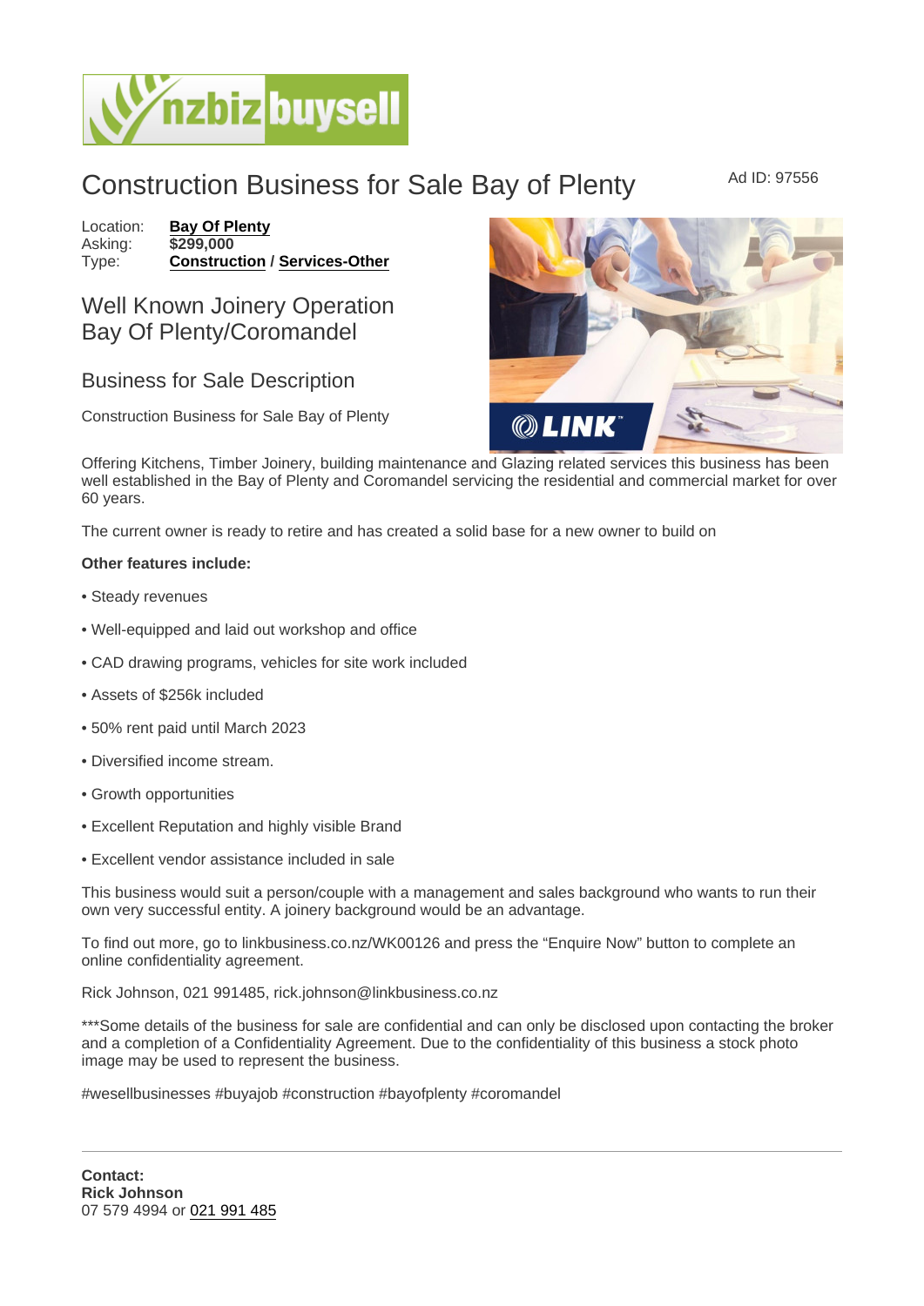# Construction Business for Sale Bay of Plenty

Ad ID: 97556

Location: **Bay Of Plenty**
Asking: **$299,000**
Type: **Construction** / **Services-Other**

## Well Known Joinery Operation Bay Of Plenty/Coromandel

### Business for Sale Description

Construction Business for Sale Bay of Plenty

Offering Kitchens, Timber Joinery, building maintenance and Glazing related services this business has been well established in the Bay of Plenty and Coromandel servicing the residential and commercial market for over 60 years.

The current owner is ready to retire and has created a solid base for a new owner to build on

**Other features include:**

• Steady revenues

• Well-equipped and laid out workshop and office

• CAD drawing programs, vehicles for site work included

• Assets of $256k included

• 50% rent paid until March 2023

• Diversified income stream.

• Growth opportunities

• Excellent Reputation and highly visible Brand

• Excellent vendor assistance included in sale

This business would suit a person/couple with a management and sales background who wants to run their own very successful entity. A joinery background would be an advantage.

To find out more, go to linkbusiness.co.nz/WK00126 and press the "Enquire Now" button to complete an online confidentiality agreement.

Rick Johnson, 021 991485, rick.johnson@linkbusiness.co.nz

***Some details of the business for sale are confidential and can only be disclosed upon contacting the broker and a completion of a Confidentiality Agreement. Due to the confidentiality of this business a stock photo image may be used to represent the business.

#wesellbusinesses #buyajob #construction #bayofplenty #coromandel

---

**Contact:**
**Rick Johnson**
07 579 4994 or 021 991 485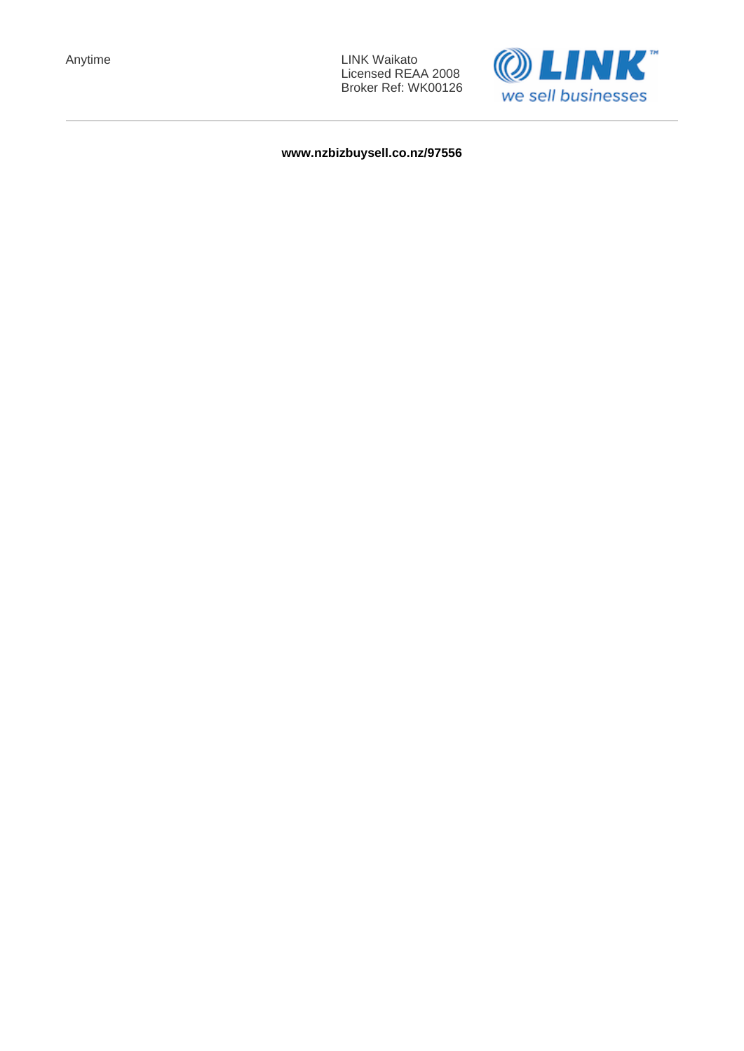**www.nzbizbuysell.co.nz/97556**